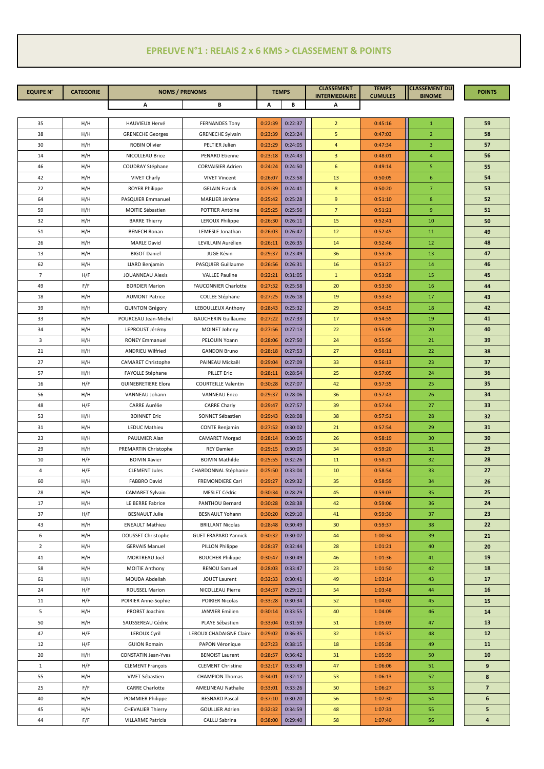# EPREUVE N°1 : RELAIS 2 x 6 KMS > CLASSEMENT & POINTS

| EQUIPE N° | CATEGORIE | NOMS / PRENOMS | | TEMPS | | CLASSEMENT INTERMEDIAIRE | TEMPS CUMULES | CLASSEMENT DU BINOME | POINTS |
|---|---|---|---|---|---|---|---|---|---|
| | | A | B | A | B | A | | | |
| 35 | H/H | HAUVIEUX Hervé | FERNANDES Tony | 0:22:39 | 0:22:37 | 2 | 0:45:16 | 1 | 59 |
| 38 | H/H | GRENECHE Georges | GRENECHE Sylvain | 0:23:39 | 0:23:24 | 5 | 0:47:03 | 2 | 58 |
| 30 | H/H | ROBIN Olivier | PELTIER Julien | 0:23:29 | 0:24:05 | 4 | 0:47:34 | 3 | 57 |
| 14 | H/H | NICOLLEAU Brice | PENARD Etienne | 0:23:18 | 0:24:43 | 3 | 0:48:01 | 4 | 56 |
| 46 | H/H | COUDRAY Stéphane | CORVAISIER Adrien | 0:24:24 | 0:24:50 | 6 | 0:49:14 | 5 | 55 |
| 42 | H/H | VIVET Charly | VIVET Vincent | 0:26:07 | 0:23:58 | 13 | 0:50:05 | 6 | 54 |
| 22 | H/H | ROYER Philippe | GELAIN Franck | 0:25:39 | 0:24:41 | 8 | 0:50:20 | 7 | 53 |
| 64 | H/H | PASQUIER Emmanuel | MARLIER Jérôme | 0:25:42 | 0:25:28 | 9 | 0:51:10 | 8 | 52 |
| 59 | H/H | MOITIE Sébastien | POTTIER Antoine | 0:25:25 | 0:25:56 | 7 | 0:51:21 | 9 | 51 |
| 32 | H/H | BARRE Thierry | LEROUX Philippe | 0:26:30 | 0:26:11 | 15 | 0:52:41 | 10 | 50 |
| 51 | H/H | BENECH Ronan | LEMESLE Jonathan | 0:26:03 | 0:26:42 | 12 | 0:52:45 | 11 | 49 |
| 26 | H/H | MARLE David | LEVILLAIN Aurélien | 0:26:11 | 0:26:35 | 14 | 0:52:46 | 12 | 48 |
| 13 | H/H | BIGOT Daniel | JUGE Kévin | 0:29:37 | 0:23:49 | 36 | 0:53:26 | 13 | 47 |
| 62 | H/H | LIARD Benjamin | PASQUIER Guillaume | 0:26:56 | 0:26:31 | 16 | 0:53:27 | 14 | 46 |
| 7 | H/F | JOUANNEAU Alexis | VALLEE Pauline | 0:22:21 | 0:31:05 | 1 | 0:53:28 | 15 | 45 |
| 49 | F/F | BORDIER Marion | FAUCONNIER Charlotte | 0:27:32 | 0:25:58 | 20 | 0:53:30 | 16 | 44 |
| 18 | H/H | AUMONT Patrice | COLLEE Stéphane | 0:27:25 | 0:26:18 | 19 | 0:53:43 | 17 | 43 |
| 39 | H/H | QUINTON Grégory | LEBOULLEUX Anthony | 0:28:43 | 0:25:32 | 29 | 0:54:15 | 18 | 42 |
| 33 | H/H | POURCEAU Jean-Michel | GAUCHERIN Guillaume | 0:27:22 | 0:27:33 | 17 | 0:54:55 | 19 | 41 |
| 34 | H/H | LEPROUST Jérémy | MOINET Johnny | 0:27:56 | 0:27:13 | 22 | 0:55:09 | 20 | 40 |
| 3 | H/H | RONEY Emmanuel | PELOUIN Yoann | 0:28:06 | 0:27:50 | 24 | 0:55:56 | 21 | 39 |
| 21 | H/H | ANDRIEU Wilfried | GANDON Bruno | 0:28:18 | 0:27:53 | 27 | 0:56:11 | 22 | 38 |
| 27 | H/H | CAMARET Christophe | PAINEAU Mickaël | 0:29:04 | 0:27:09 | 33 | 0:56:13 | 23 | 37 |
| 57 | H/H | FAYOLLE Stéphane | PILLET Eric | 0:28:11 | 0:28:54 | 25 | 0:57:05 | 24 | 36 |
| 16 | H/F | GUINEBRETIERE Elora | COURTEILLE Valentin | 0:30:28 | 0:27:07 | 42 | 0:57:35 | 25 | 35 |
| 56 | H/H | VANNEAU Johann | VANNEAU Enzo | 0:29:37 | 0:28:06 | 36 | 0:57:43 | 26 | 34 |
| 48 | H/F | CARRE Aurélie | CARRE Charly | 0:29:47 | 0:27:57 | 39 | 0:57:44 | 27 | 33 |
| 53 | H/H | BOINNET Eric | SONNET Sébastien | 0:29:43 | 0:28:08 | 38 | 0:57:51 | 28 | 32 |
| 31 | H/H | LEDUC Mathieu | CONTE Benjamin | 0:27:52 | 0:30:02 | 21 | 0:57:54 | 29 | 31 |
| 23 | H/H | PAULMIER Alan | CAMARET Morgad | 0:28:14 | 0:30:05 | 26 | 0:58:19 | 30 | 30 |
| 29 | H/H | PREMARTIN Christophe | REY Damien | 0:29:15 | 0:30:05 | 34 | 0:59:20 | 31 | 29 |
| 10 | H/F | BOIVIN Xavier | BOIVIN Mathilde | 0:25:55 | 0:32:26 | 11 | 0:58:21 | 32 | 28 |
| 4 | H/F | CLEMENT Jules | CHARDONNAL Stéphanie | 0:25:50 | 0:33:04 | 10 | 0:58:54 | 33 | 27 |
| 60 | H/H | FABBRO David | FREMONDIERE Carl | 0:29:27 | 0:29:32 | 35 | 0:58:59 | 34 | 26 |
| 28 | H/H | CAMARET Sylvain | MESLET Cédric | 0:30:34 | 0:28:29 | 45 | 0:59:03 | 35 | 25 |
| 17 | H/H | LE BERRE Fabrice | PANTHOU Bernard | 0:30:28 | 0:28:38 | 42 | 0:59:06 | 36 | 24 |
| 37 | H/F | BESNAULT Julie | BESNAULT Yohann | 0:30:20 | 0:29:10 | 41 | 0:59:30 | 37 | 23 |
| 43 | H/H | ENEAULT Mathieu | BRILLANT Nicolas | 0:28:48 | 0:30:49 | 30 | 0:59:37 | 38 | 22 |
| 6 | H/H | DOUSSET Christophe | GUET FRAPARD Yannick | 0:30:32 | 0:30:02 | 44 | 1:00:34 | 39 | 21 |
| 2 | H/H | GERVAIS Manuel | PILLON Philippe | 0:28:37 | 0:32:44 | 28 | 1:01:21 | 40 | 20 |
| 41 | H/H | MORTREAU Joël | BOUCHER Philippe | 0:30:47 | 0:30:49 | 46 | 1:01:36 | 41 | 19 |
| 58 | H/H | MOITIE Anthony | RENOU Samuel | 0:28:03 | 0:33:47 | 23 | 1:01:50 | 42 | 18 |
| 61 | H/H | MOUDA Abdellah | JOUET Laurent | 0:32:33 | 0:30:41 | 49 | 1:03:14 | 43 | 17 |
| 24 | H/F | ROUSSEL Marion | NICOLLEAU Pierre | 0:34:37 | 0:29:11 | 54 | 1:03:48 | 44 | 16 |
| 11 | H/F | POIRIER Anne-Sophie | POIRIER Nicolas | 0:33:28 | 0:30:34 | 52 | 1:04:02 | 45 | 15 |
| 5 | H/H | PROBST Joachim | JANVIER Emilien | 0:30:14 | 0:33:55 | 40 | 1:04:09 | 46 | 14 |
| 50 | H/H | SAUSSEREAU Cédric | PLAYE Sébastien | 0:33:04 | 0:31:59 | 51 | 1:05:03 | 47 | 13 |
| 47 | H/F | LEROUX Cyril | LEROUX CHADAIGNE Claire | 0:29:02 | 0:36:35 | 32 | 1:05:37 | 48 | 12 |
| 12 | H/F | GUION Romain | PAPON Véronique | 0:27:23 | 0:38:15 | 18 | 1:05:38 | 49 | 11 |
| 20 | H/H | CONSTATIN Jean-Yves | BENOIST Laurent | 0:28:57 | 0:36:42 | 31 | 1:05:39 | 50 | 10 |
| 1 | H/F | CLEMENT François | CLEMENT Christine | 0:32:17 | 0:33:49 | 47 | 1:06:06 | 51 | 9 |
| 55 | H/H | VIVET Sébastien | CHAMPION Thomas | 0:34:01 | 0:32:12 | 53 | 1:06:13 | 52 | 8 |
| 25 | F/F | CARRE Charlotte | AMELINEAU Nathalie | 0:33:01 | 0:33:26 | 50 | 1:06:27 | 53 | 7 |
| 40 | H/H | POMMIER Philippe | BESNARD Pascal | 0:37:10 | 0:30:20 | 56 | 1:07:30 | 54 | 6 |
| 45 | H/H | CHEVALIER Thierry | GOULLIER Adrien | 0:32:32 | 0:34:59 | 48 | 1:07:31 | 55 | 5 |
| 44 | F/F | VILLARME Patricia | CALLU Sabrina | 0:38:00 | 0:29:40 | 58 | 1:07:40 | 56 | 4 |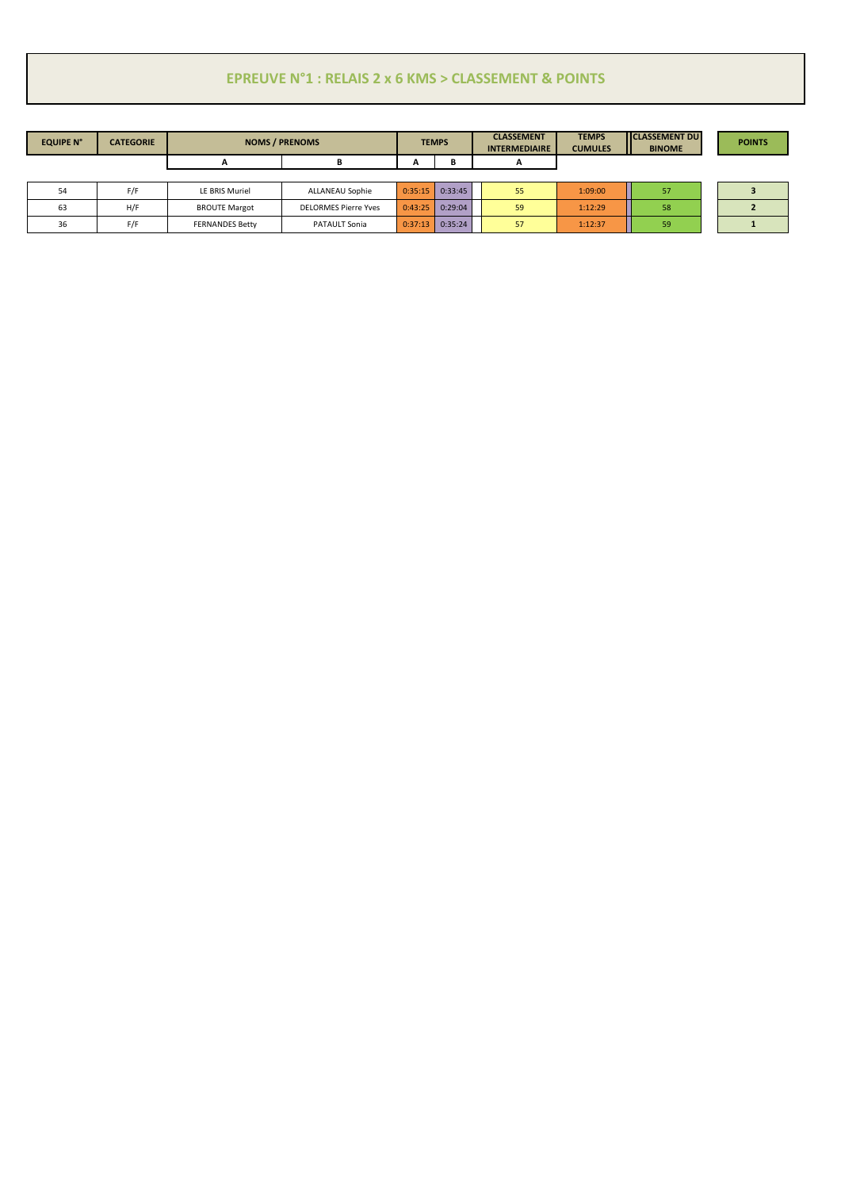# EPREUVE N°1 : RELAIS 2 x 6 KMS > CLASSEMENT & POINTS

| EQUIPE N° | CATEGORIE | NOMS / PRENOMS | | TEMPS | | CLASSEMENT INTERMEDIAIRE | TEMPS CUMULES | CLASSEMENT DU BINOME | POINTS |
|---|---|---|---|---|---|---|---|---|---|
| | | A | B | A | B | A | | | |
| 54 | F/F | LE BRIS Muriel | ALLANEAU Sophie | 0:35:15 | 0:33:45 | 55 | 1:09:00 | 57 | **3** |
| 63 | H/F | BROUTE Margot | DELORMES Pierre Yves | 0:43:25 | 0:29:04 | 59 | 1:12:29 | 58 | **2** |
| 36 | F/F | FERNANDES Betty | PATAULT Sonia | 0:37:13 | 0:35:24 | 57 | 1:12:37 | 59 | **1** |